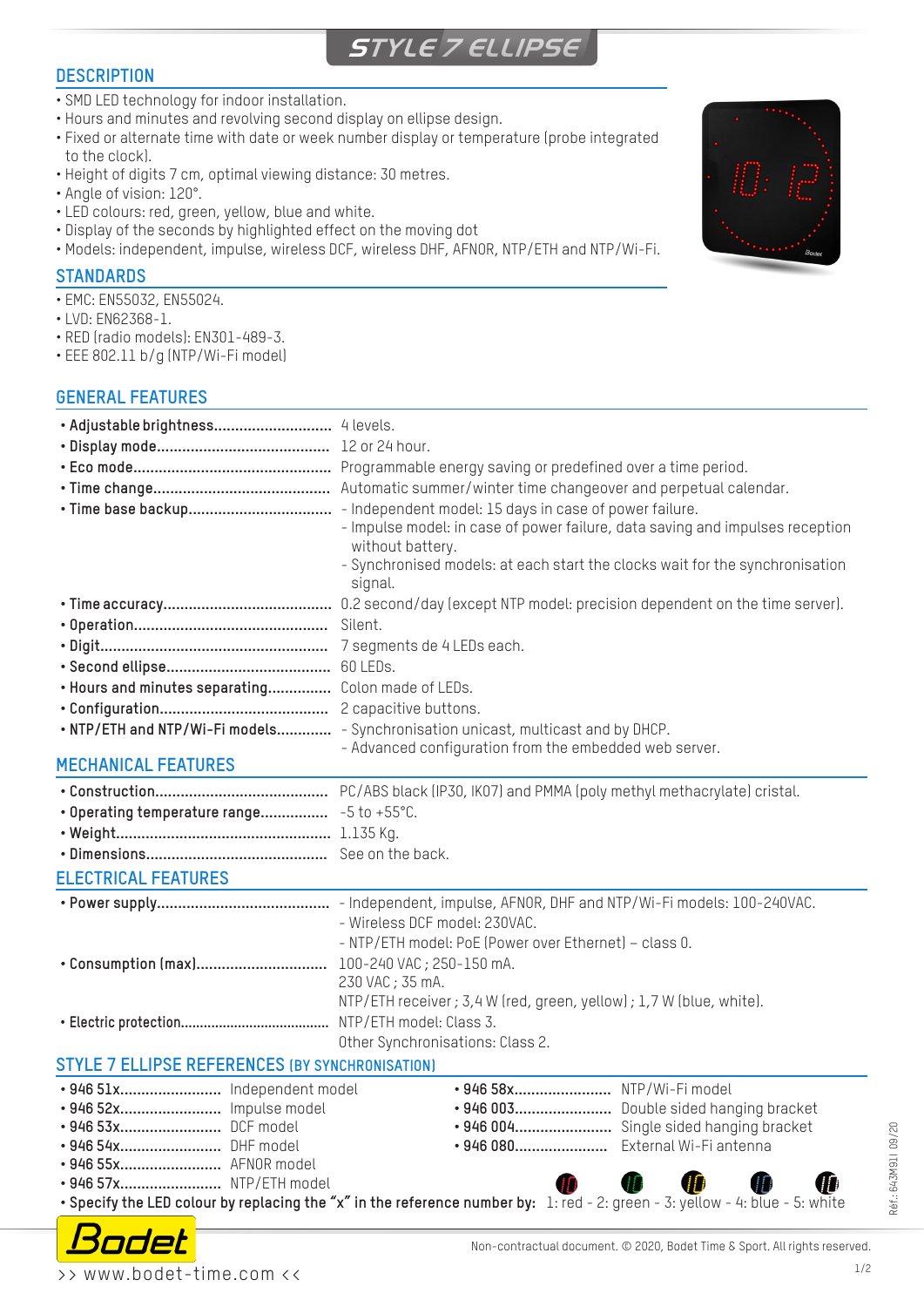# STYLE 7 ELLIPSE

## DESCRIPTION

- SMD LED technology for indoor installation.
- Hours and minutes and revolving second display on ellipse design.
- Fixed or alternate time with date or week number display or temperature (probe integrated to the clock).
- Height of digits 7 cm, optimal viewing distance: 30 metres.
- Angle of vision: 120°.
- LED colours: red, green, yellow, blue and white.
- Display of the seconds by highlighted effect on the moving dot
- Models: independent, impulse, wireless DCF, wireless DHF, AFNOR, NTP/ETH and NTP/Wi-Fi.

## STANDARDS

- EMC: EN55032, EN55024.
- LVD: EN62368-1.
- RED (radio models): EN301-489-3.
- EEE 802.11 b/g (NTP/Wi-Fi model)

## GENERAL FEATURES

- **Adjustable brightness**............................ 4 levels.
- **Display mode**......................................... 12 or 24 hour.
- **Eco mode**............................................... Programmable energy saving or predefined over a time period.
- **Time change**.......................................... Automatic summer/winter time changeover and perpetual calendar.
- **Time base backup**.................................. 
  - Independent model: 15 days in case of power failure.
  - Impulse model: in case of power failure, data saving and impulses reception without battery.
  - Synchronised models: at each start the clocks wait for the synchronisation signal.
- **Time accuracy**........................................ 0.2 second/day (except NTP model: precision dependent on the time server).
- **Operation**............................................. Silent.
- **Digit**...................................................... 7 segments de 4 LEDs each.
- **Second ellipse**....................................... 60 LEDs.
- **Hours and minutes separating**............... Colon made of LEDs.
- **Configuration**........................................ 2 capacitive buttons.
- **NTP/ETH and NTP/Wi-Fi models**............. 
  - Synchronisation unicast, multicast and by DHCP.
  - Advanced configuration from the embedded web server.

## MECHANICAL FEATURES

- **Construction**......................................... PC/ABS black (IP30, IK07) and PMMA (poly methyl methacrylate) cristal.
- **Operating temperature range**................ -5 to +55°C.
- **Weight**................................................... 1.135 Kg.
- **Dimensions**........................................... See on the back.

## ELECTRICAL FEATURES

- **Power supply**......................................... 
  - Independent, impulse, AFNOR, DHF and NTP/Wi-Fi models: 100-240VAC.
  - Wireless DCF model: 230VAC.
  - NTP/ETH model: PoE (Power over Ethernet) – class 0.
- **Consumption (max)**............................... 100-240 VAC ; 250-150 mA.
  230 VAC ; 35 mA.
  NTP/ETH receiver ; 3,4 W (red, green, yellow) ; 1,7 W (blue, white).
- **Electric protection**.................................. NTP/ETH model: Class 3.
  Other Synchronisations: Class 2.

## STYLE 7 ELLIPSE REFERENCES (BY SYNCHRONISATION)

- **946 51x**........................ Independent model
- **946 52x**........................ Impulse model
- **946 53x**........................ DCF model
- **946 54x**........................ DHF model
- **946 55x**........................ AFNOR model
- **946 57x**........................ NTP/ETH model
- **946 58x**........................ NTP/Wi-Fi model
- **946 003**........................ Double sided hanging bracket
- **946 004**........................ Single sided hanging bracket
- **946 080**........................ External Wi-Fi antenna

- **Specify the LED colour by replacing the "x" in the reference number by:** 1: red - 2: green - 3: yellow - 4: blue - 5: white

Réf.: 643M911 09/20

>> www.bodet-time.com <<

Non-contractual document. © 2020, Bodet Time & Sport. All rights reserved.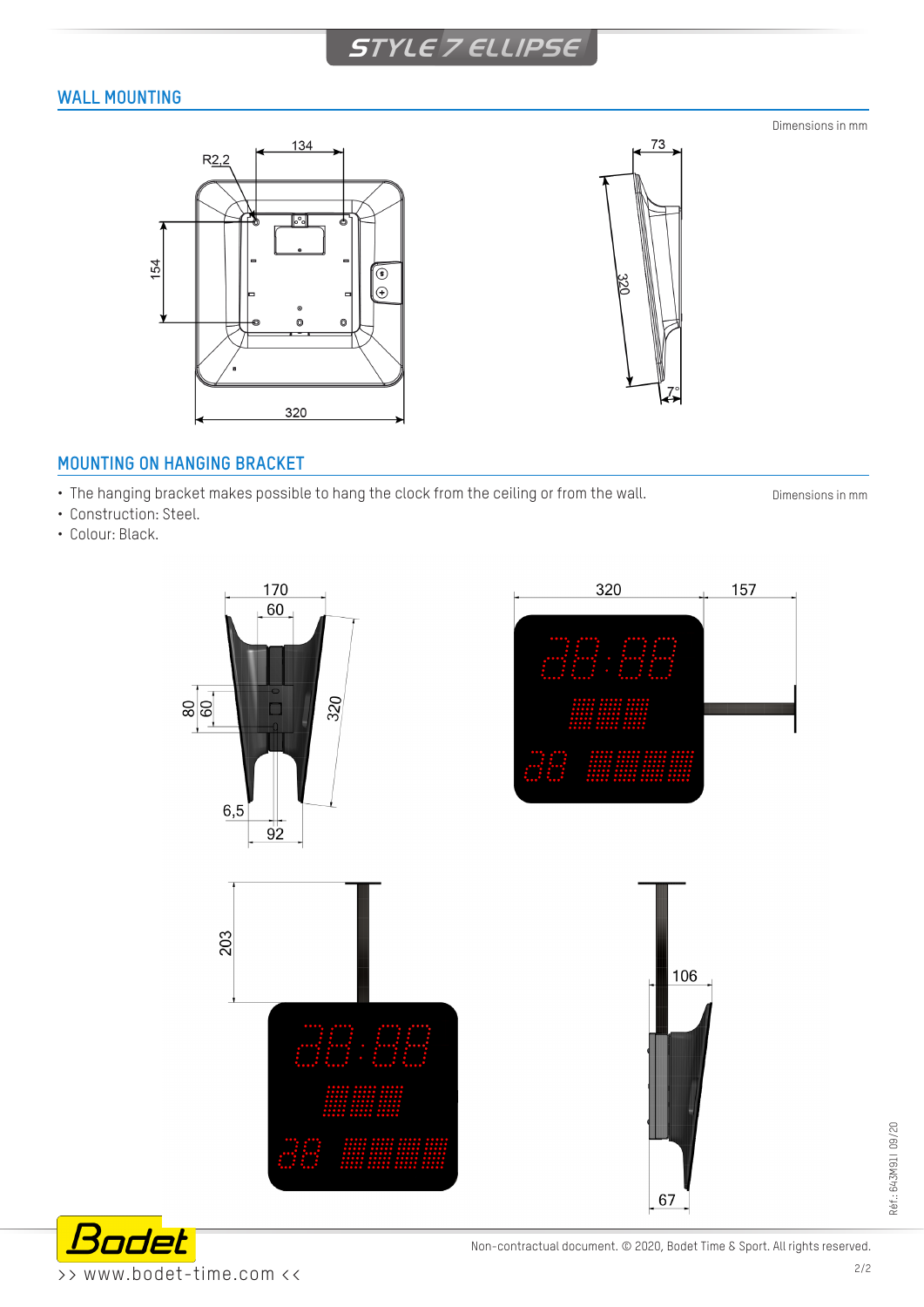# STYLE 7 ELLIPSE

## WALL MOUNTING

Dimensions in mm

R2,2

134

154

320

73

320

7°

## MOUNTING ON HANGING BRACKET

- The hanging bracket makes possible to hang the clock from the ceiling or from the wall.
- Construction: Steel.
- Colour: Black.

Dimensions in mm

170

60

80

60

320

6,5

92

320

157

203

106

67

Bodet

>> www.bodet-time.com <<

Non-contractual document. © 2020, Bodet Time & Sport. All rights reserved.

Réf.: 643M91I 09/20